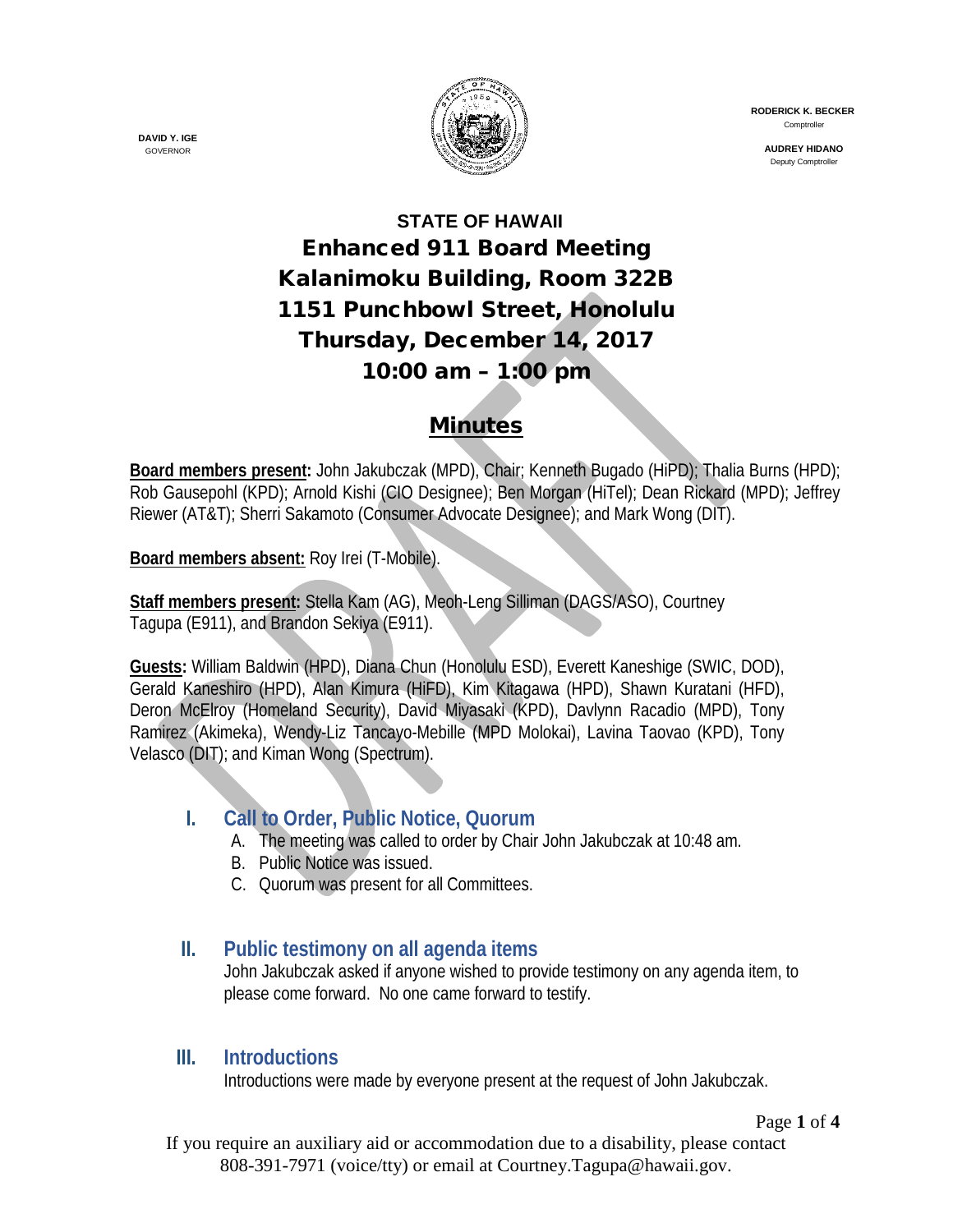**DAVID Y. IGE**
GOVERNOR

**RODERICK K. BECKER**
Comptroller

**AUDREY HIDANO**
Deputy Comptroller

# STATE OF HAWAII
# Enhanced 911 Board Meeting
# Kalanimoku Building, Room 322B
# 1151 Punchbowl Street, Honolulu
# Thursday, December 14, 2017
# 10:00 am – 1:00 pm

## Minutes

**Board members present:** John Jakubczak (MPD), Chair; Kenneth Bugado (HiPD); Thalia Burns (HPD); Rob Gausepohl (KPD); Arnold Kishi (CIO Designee); Ben Morgan (HiTel); Dean Rickard (MPD); Jeffrey Riewer (AT&T); Sherri Sakamoto (Consumer Advocate Designee); and Mark Wong (DIT).

**Board members absent:** Roy Irei (T-Mobile).

**Staff members present:** Stella Kam (AG), Meoh-Leng Silliman (DAGS/ASO), Courtney Tagupa (E911), and Brandon Sekiya (E911).

**Guests:** William Baldwin (HPD), Diana Chun (Honolulu ESD), Everett Kaneshige (SWIC, DOD), Gerald Kaneshiro (HPD), Alan Kimura (HiFD), Kim Kitagawa (HPD), Shawn Kuratani (HFD), Deron McElroy (Homeland Security), David Miyasaki (KPD), Davlynn Racadio (MPD), Tony Ramirez (Akimeka), Wendy-Liz Tancayo-Mebille (MPD Molokai), Lavina Taovao (KPD), Tony Velasco (DIT); and Kiman Wong (Spectrum).

### I. Call to Order, Public Notice, Quorum

A. The meeting was called to order by Chair John Jakubczak at 10:48 am.
B. Public Notice was issued.
C. Quorum was present for all Committees.

### II. Public testimony on all agenda items

John Jakubczak asked if anyone wished to provide testimony on any agenda item, to please come forward. No one came forward to testify.

### III. Introductions

Introductions were made by everyone present at the request of John Jakubczak.

If you require an auxiliary aid or accommodation due to a disability, please contact 808-391-7971 (voice/tty) or email at Courtney.Tagupa@hawaii.gov.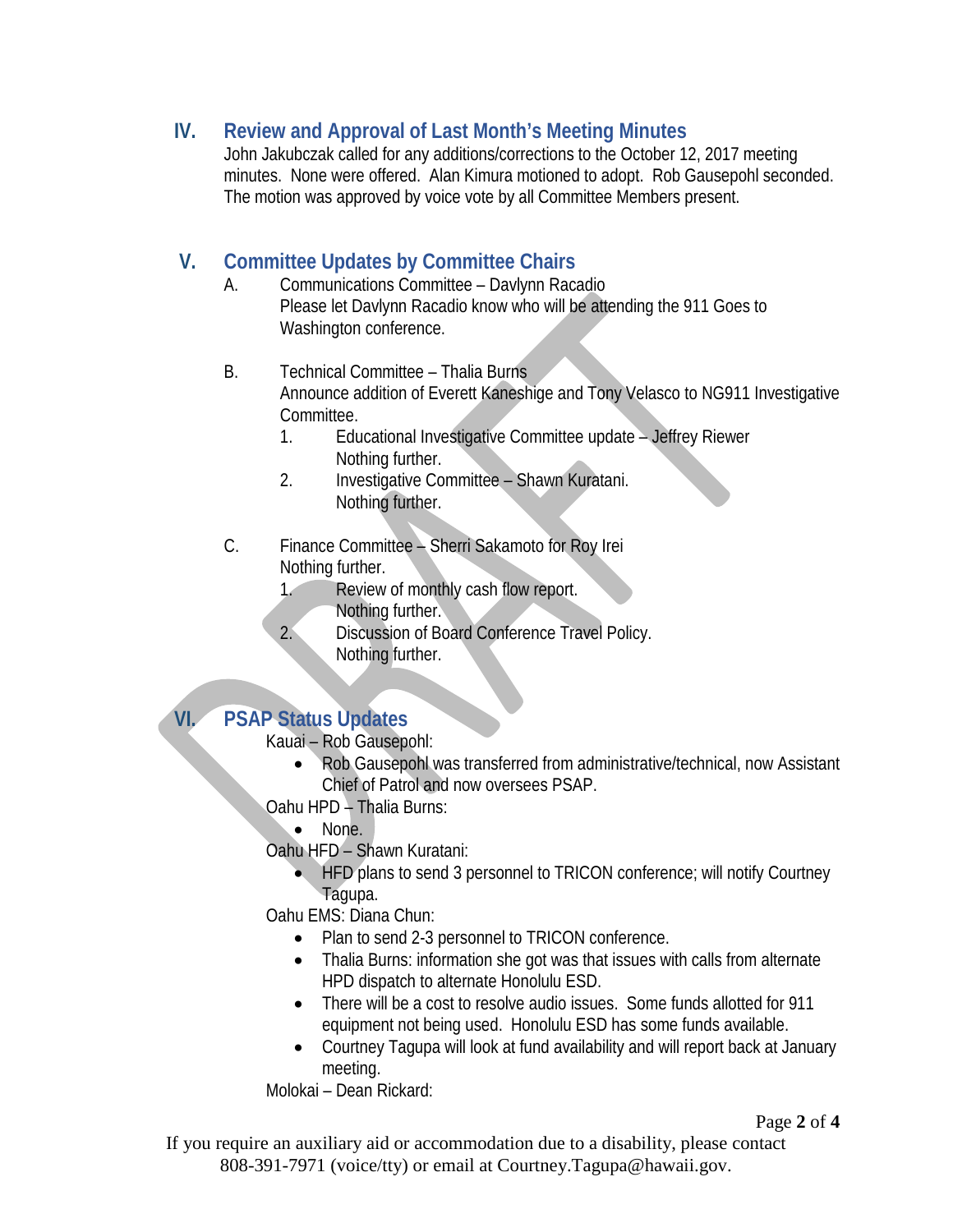## IV. Review and Approval of Last Month's Meeting Minutes

John Jakubczak called for any additions/corrections to the October 12, 2017 meeting minutes. None were offered. Alan Kimura motioned to adopt. Rob Gausepohl seconded. The motion was approved by voice vote by all Committee Members present.

## V. Committee Updates by Committee Chairs

A. Communications Committee – Davlynn Racadio
   Please let Davlynn Racadio know who will be attending the 911 Goes to Washington conference.

B. Technical Committee – Thalia Burns
   Announce addition of Everett Kaneshige and Tony Velasco to NG911 Investigative Committee.
   1. Educational Investigative Committee update – Jeffrey Riewer
      Nothing further.
   2. Investigative Committee – Shawn Kuratani.
      Nothing further.

C. Finance Committee – Sherri Sakamoto for Roy Irei
   Nothing further.
   1. Review of monthly cash flow report.
      Nothing further.
   2. Discussion of Board Conference Travel Policy.
      Nothing further.

## VI. PSAP Status Updates

Kauai – Rob Gausepohl:
- Rob Gausepohl was transferred from administrative/technical, now Assistant Chief of Patrol and now oversees PSAP.

Oahu HPD – Thalia Burns:
- None.

Oahu HFD – Shawn Kuratani:
- HFD plans to send 3 personnel to TRICON conference; will notify Courtney Tagupa.

Oahu EMS: Diana Chun:
- Plan to send 2-3 personnel to TRICON conference.
- Thalia Burns: information she got was that issues with calls from alternate HPD dispatch to alternate Honolulu ESD.
- There will be a cost to resolve audio issues. Some funds allotted for 911 equipment not being used. Honolulu ESD has some funds available.
- Courtney Tagupa will look at fund availability and will report back at January meeting.

Molokai – Dean Rickard:

If you require an auxiliary aid or accommodation due to a disability, please contact 808-391-7971 (voice/tty) or email at Courtney.Tagupa@hawaii.gov.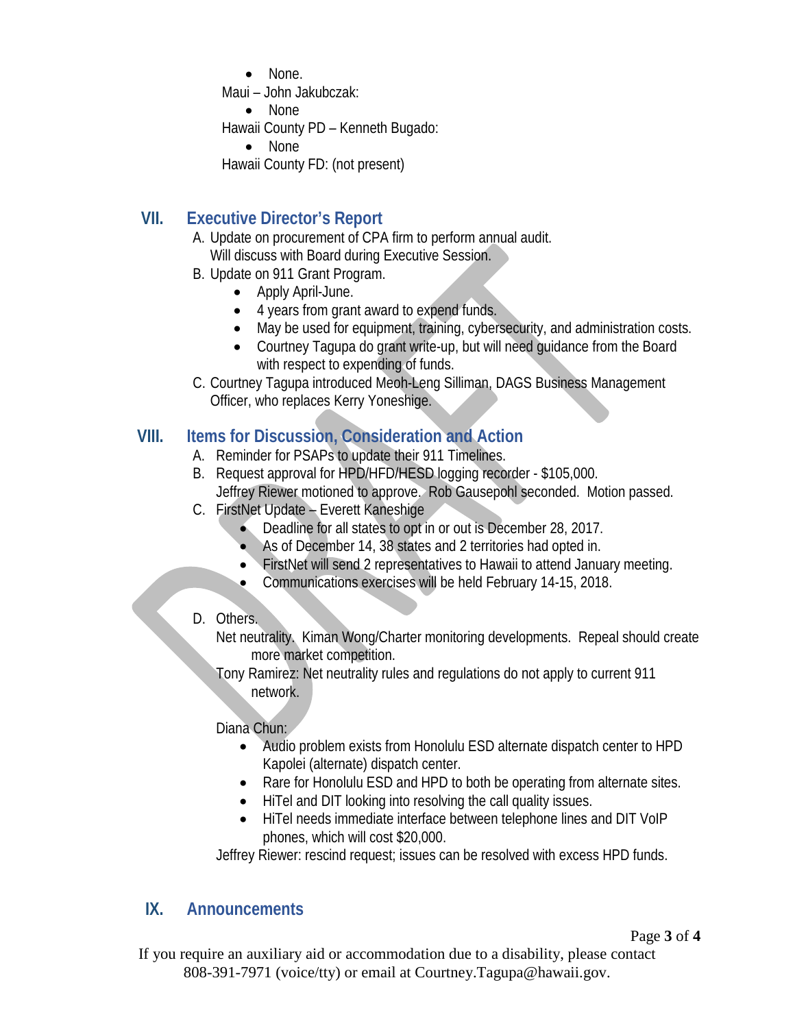- None.

Maui – John Jakubczak:

- None

Hawaii County PD – Kenneth Bugado:

- None

Hawaii County FD: (not present)

## VII. Executive Director's Report

A. Update on procurement of CPA firm to perform annual audit.
Will discuss with Board during Executive Session.

B. Update on 911 Grant Program.
- Apply April-June.
- 4 years from grant award to expend funds.
- May be used for equipment, training, cybersecurity, and administration costs.
- Courtney Tagupa do grant write-up, but will need guidance from the Board with respect to expending of funds.

C. Courtney Tagupa introduced Meoh-Leng Silliman, DAGS Business Management Officer, who replaces Kerry Yoneshige.

## VIII. Items for Discussion, Consideration and Action

A. Reminder for PSAPs to update their 911 Timelines.

B. Request approval for HPD/HFD/HESD logging recorder - $105,000.
Jeffrey Riewer motioned to approve. Rob Gausepohl seconded. Motion passed.

C. FirstNet Update – Everett Kaneshige
- Deadline for all states to opt in or out is December 28, 2017.
- As of December 14, 38 states and 2 territories had opted in.
- FirstNet will send 2 representatives to Hawaii to attend January meeting.
- Communications exercises will be held February 14-15, 2018.

D. Others.

Net neutrality. Kiman Wong/Charter monitoring developments. Repeal should create more market competition.

Tony Ramirez: Net neutrality rules and regulations do not apply to current 911 network.

Diana Chun:
- Audio problem exists from Honolulu ESD alternate dispatch center to HPD Kapolei (alternate) dispatch center.
- Rare for Honolulu ESD and HPD to both be operating from alternate sites.
- HiTel and DIT looking into resolving the call quality issues.
- HiTel needs immediate interface between telephone lines and DIT VoIP phones, which will cost $20,000.

Jeffrey Riewer: rescind request; issues can be resolved with excess HPD funds.

## IX. Announcements

If you require an auxiliary aid or accommodation due to a disability, please contact 808-391-7971 (voice/tty) or email at Courtney.Tagupa@hawaii.gov.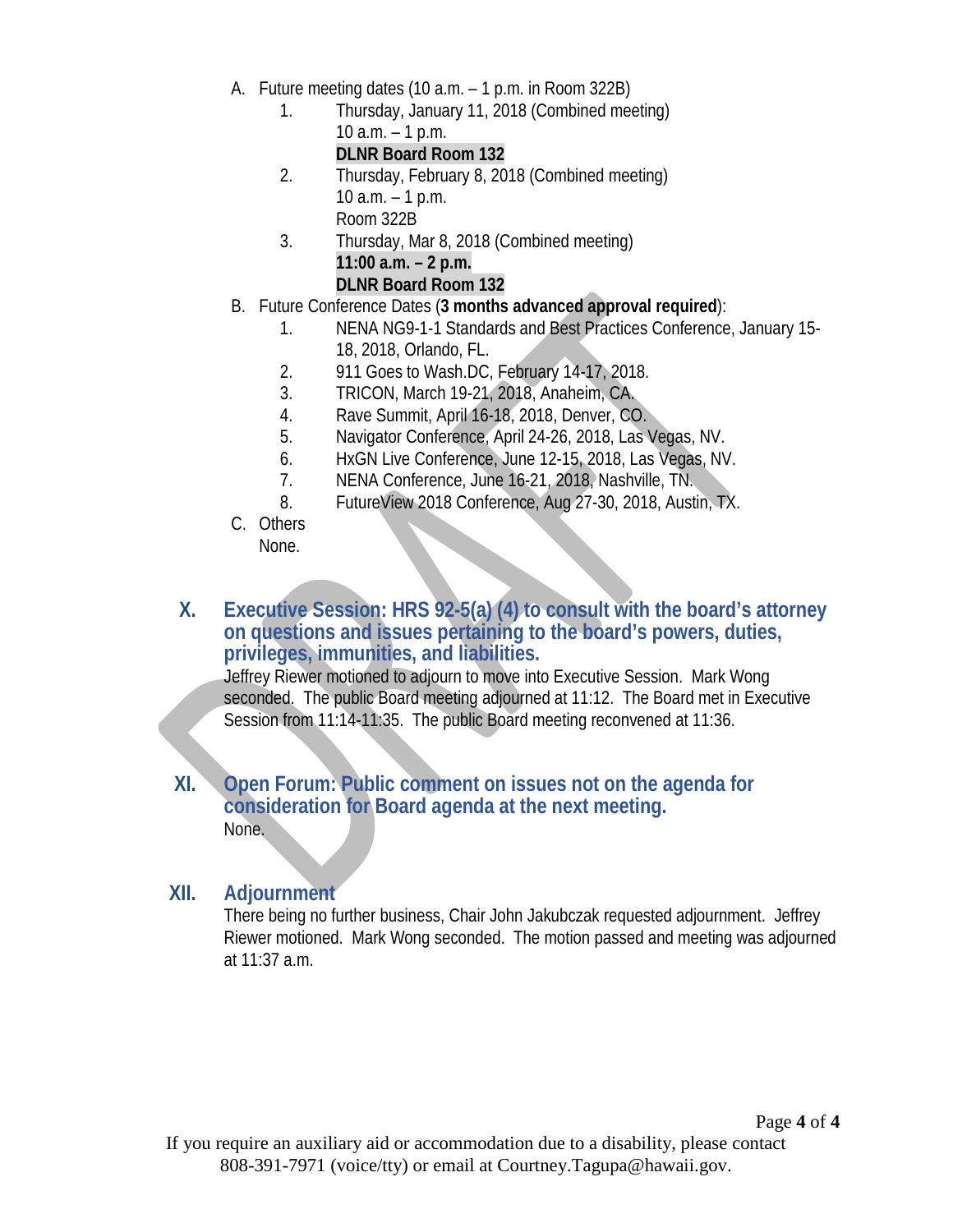A. Future meeting dates (10 a.m. – 1 p.m. in Room 322B)
   1. Thursday, January 11, 2018 (Combined meeting)
      10 a.m. – 1 p.m.
      **DLNR Board Room 132**
   2. Thursday, February 8, 2018 (Combined meeting)
      10 a.m. – 1 p.m.
      Room 322B
   3. Thursday, Mar 8, 2018 (Combined meeting)
      **11:00 a.m. – 2 p.m.**
      **DLNR Board Room 132**

B. Future Conference Dates (**3 months advanced approval required**):
   1. NENA NG9-1-1 Standards and Best Practices Conference, January 15-18, 2018, Orlando, FL.
   2. 911 Goes to Wash.DC, February 14-17, 2018.
   3. TRICON, March 19-21, 2018, Anaheim, CA.
   4. Rave Summit, April 16-18, 2018, Denver, CO.
   5. Navigator Conference, April 24-26, 2018, Las Vegas, NV.
   6. HxGN Live Conference, June 12-15, 2018, Las Vegas, NV.
   7. NENA Conference, June 16-21, 2018, Nashville, TN.
   8. FutureView 2018 Conference, Aug 27-30, 2018, Austin, TX.

C. Others
   None.

## X. Executive Session: HRS 92-5(a) (4) to consult with the board's attorney on questions and issues pertaining to the board's powers, duties, privileges, immunities, and liabilities.

Jeffrey Riewer motioned to adjourn to move into Executive Session. Mark Wong seconded. The public Board meeting adjourned at 11:12. The Board met in Executive Session from 11:14-11:35. The public Board meeting reconvened at 11:36.

## XI. Open Forum: Public comment on issues not on the agenda for consideration for Board agenda at the next meeting.

None.

## XII. Adjournment

There being no further business, Chair John Jakubczak requested adjournment. Jeffrey Riewer motioned. Mark Wong seconded. The motion passed and meeting was adjourned at 11:37 a.m.

If you require an auxiliary aid or accommodation due to a disability, please contact 808-391-7971 (voice/tty) or email at Courtney.Tagupa@hawaii.gov.